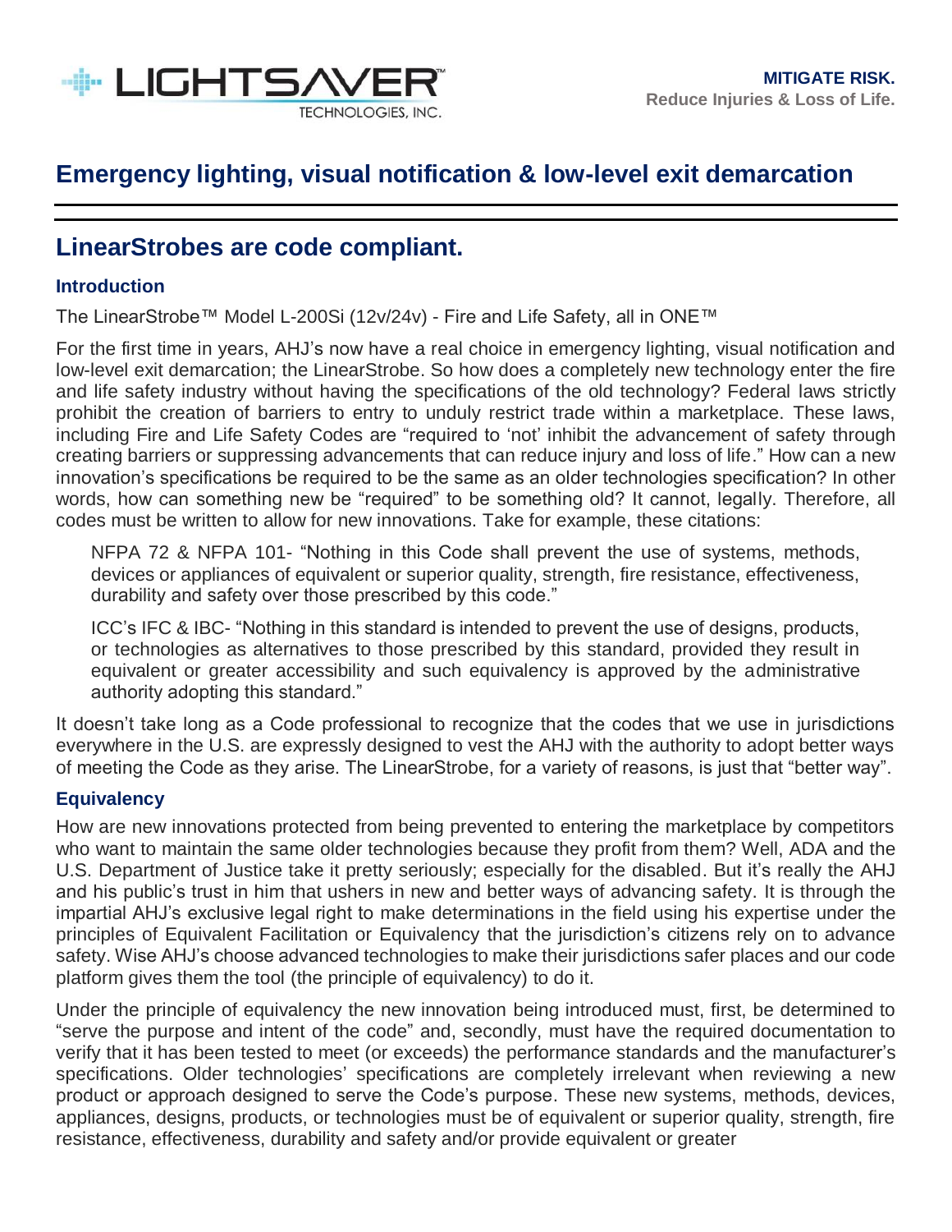LIGHTSAVER™ TECHNOLOGIES, INC.

**MITIGATE RISK.**
**Reduce Injuries & Loss of Life.**

# Emergency lighting, visual notification & low-level exit demarcation

## LinearStrobes are code compliant.

### Introduction

The LinearStrobe™ Model L-200Si (12v/24v) - Fire and Life Safety, all in ONE™

For the first time in years, AHJ's now have a real choice in emergency lighting, visual notification and low-level exit demarcation; the LinearStrobe. So how does a completely new technology enter the fire and life safety industry without having the specifications of the old technology? Federal laws strictly prohibit the creation of barriers to entry to unduly restrict trade within a marketplace. These laws, including Fire and Life Safety Codes are "required to 'not' inhibit the advancement of safety through creating barriers or suppressing advancements that can reduce injury and loss of life." How can a new innovation's specifications be required to be the same as an older technologies specification? In other words, how can something new be "required" to be something old? It cannot, legally. Therefore, all codes must be written to allow for new innovations. Take for example, these citations:

> NFPA 72 & NFPA 101- "Nothing in this Code shall prevent the use of systems, methods, devices or appliances of equivalent or superior quality, strength, fire resistance, effectiveness, durability and safety over those prescribed by this code."
>
> ICC's IFC & IBC- "Nothing in this standard is intended to prevent the use of designs, products, or technologies as alternatives to those prescribed by this standard, provided they result in equivalent or greater accessibility and such equivalency is approved by the administrative authority adopting this standard."

It doesn't take long as a Code professional to recognize that the codes that we use in jurisdictions everywhere in the U.S. are expressly designed to vest the AHJ with the authority to adopt better ways of meeting the Code as they arise. The LinearStrobe, for a variety of reasons, is just that "better way".

### Equivalency

How are new innovations protected from being prevented to entering the marketplace by competitors who want to maintain the same older technologies because they profit from them? Well, ADA and the U.S. Department of Justice take it pretty seriously; especially for the disabled. But it's really the AHJ and his public's trust in him that ushers in new and better ways of advancing safety. It is through the impartial AHJ's exclusive legal right to make determinations in the field using his expertise under the principles of Equivalent Facilitation or Equivalency that the jurisdiction's citizens rely on to advance safety. Wise AHJ's choose advanced technologies to make their jurisdictions safer places and our code platform gives them the tool (the principle of equivalency) to do it.

Under the principle of equivalency the new innovation being introduced must, first, be determined to "serve the purpose and intent of the code" and, secondly, must have the required documentation to verify that it has been tested to meet (or exceeds) the performance standards and the manufacturer's specifications. Older technologies' specifications are completely irrelevant when reviewing a new product or approach designed to serve the Code's purpose. These new systems, methods, devices, appliances, designs, products, or technologies must be of equivalent or superior quality, strength, fire resistance, effectiveness, durability and safety and/or provide equivalent or greater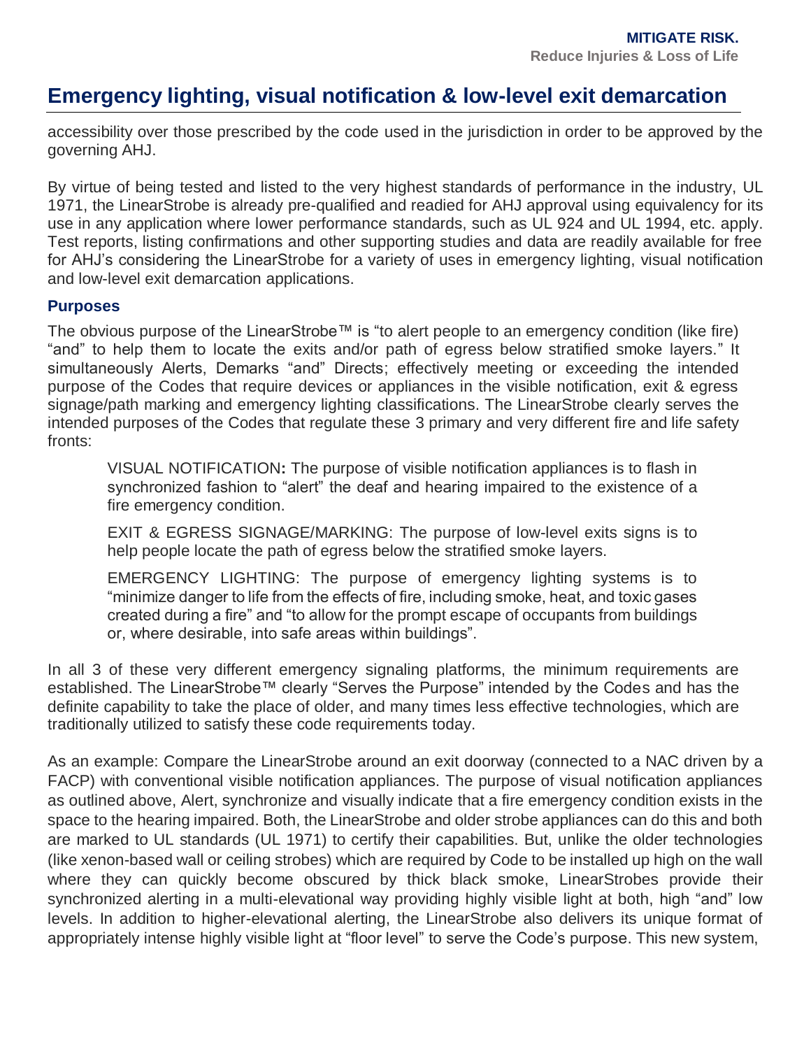# Emergency lighting, visual notification & low-level exit demarcation

accessibility over those prescribed by the code used in the jurisdiction in order to be approved by the governing AHJ.

By virtue of being tested and listed to the very highest standards of performance in the industry, UL 1971, the LinearStrobe is already pre-qualified and readied for AHJ approval using equivalency for its use in any application where lower performance standards, such as UL 924 and UL 1994, etc. apply. Test reports, listing confirmations and other supporting studies and data are readily available for free for AHJ's considering the LinearStrobe for a variety of uses in emergency lighting, visual notification and low-level exit demarcation applications.

### Purposes

The obvious purpose of the LinearStrobe™ is "to alert people to an emergency condition (like fire) "and" to help them to locate the exits and/or path of egress below stratified smoke layers." It simultaneously Alerts, Demarks "and" Directs; effectively meeting or exceeding the intended purpose of the Codes that require devices or appliances in the visible notification, exit & egress signage/path marking and emergency lighting classifications. The LinearStrobe clearly serves the intended purposes of the Codes that regulate these 3 primary and very different fire and life safety fronts:

> VISUAL NOTIFICATION**:** The purpose of visible notification appliances is to flash in synchronized fashion to "alert" the deaf and hearing impaired to the existence of a fire emergency condition.
>
> EXIT & EGRESS SIGNAGE/MARKING: The purpose of low-level exits signs is to help people locate the path of egress below the stratified smoke layers.
>
> EMERGENCY LIGHTING: The purpose of emergency lighting systems is to "minimize danger to life from the effects of fire, including smoke, heat, and toxic gases created during a fire" and "to allow for the prompt escape of occupants from buildings or, where desirable, into safe areas within buildings".

In all 3 of these very different emergency signaling platforms, the minimum requirements are established. The LinearStrobe™ clearly "Serves the Purpose" intended by the Codes and has the definite capability to take the place of older, and many times less effective technologies, which are traditionally utilized to satisfy these code requirements today.

As an example: Compare the LinearStrobe around an exit doorway (connected to a NAC driven by a FACP) with conventional visible notification appliances. The purpose of visual notification appliances as outlined above, Alert, synchronize and visually indicate that a fire emergency condition exists in the space to the hearing impaired. Both, the LinearStrobe and older strobe appliances can do this and both are marked to UL standards (UL 1971) to certify their capabilities. But, unlike the older technologies (like xenon-based wall or ceiling strobes) which are required by Code to be installed up high on the wall where they can quickly become obscured by thick black smoke, LinearStrobes provide their synchronized alerting in a multi-elevational way providing highly visible light at both, high "and" low levels. In addition to higher-elevational alerting, the LinearStrobe also delivers its unique format of appropriately intense highly visible light at "floor level" to serve the Code's purpose. This new system,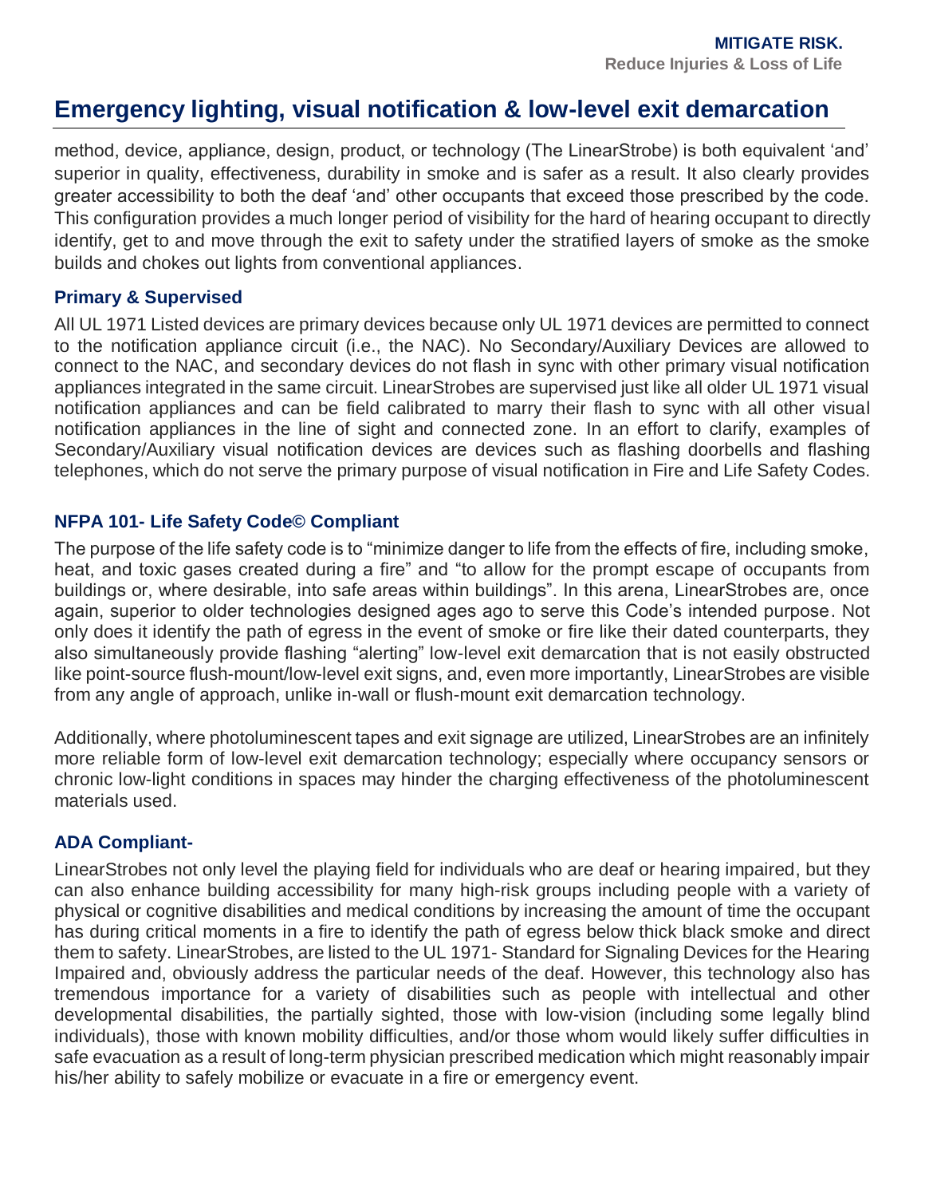# Emergency lighting, visual notification & low-level exit demarcation

method, device, appliance, design, product, or technology (The LinearStrobe) is both equivalent 'and' superior in quality, effectiveness, durability in smoke and is safer as a result. It also clearly provides greater accessibility to both the deaf 'and' other occupants that exceed those prescribed by the code. This configuration provides a much longer period of visibility for the hard of hearing occupant to directly identify, get to and move through the exit to safety under the stratified layers of smoke as the smoke builds and chokes out lights from conventional appliances.

### Primary & Supervised

All UL 1971 Listed devices are primary devices because only UL 1971 devices are permitted to connect to the notification appliance circuit (i.e., the NAC). No Secondary/Auxiliary Devices are allowed to connect to the NAC, and secondary devices do not flash in sync with other primary visual notification appliances integrated in the same circuit. LinearStrobes are supervised just like all older UL 1971 visual notification appliances and can be field calibrated to marry their flash to sync with all other visual notification appliances in the line of sight and connected zone. In an effort to clarify, examples of Secondary/Auxiliary visual notification devices are devices such as flashing doorbells and flashing telephones, which do not serve the primary purpose of visual notification in Fire and Life Safety Codes.

### NFPA 101- Life Safety Code© Compliant

The purpose of the life safety code is to "minimize danger to life from the effects of fire, including smoke, heat, and toxic gases created during a fire" and "to allow for the prompt escape of occupants from buildings or, where desirable, into safe areas within buildings". In this arena, LinearStrobes are, once again, superior to older technologies designed ages ago to serve this Code's intended purpose. Not only does it identify the path of egress in the event of smoke or fire like their dated counterparts, they also simultaneously provide flashing "alerting" low-level exit demarcation that is not easily obstructed like point-source flush-mount/low-level exit signs, and, even more importantly, LinearStrobes are visible from any angle of approach, unlike in-wall or flush-mount exit demarcation technology.

Additionally, where photoluminescent tapes and exit signage are utilized, LinearStrobes are an infinitely more reliable form of low-level exit demarcation technology; especially where occupancy sensors or chronic low-light conditions in spaces may hinder the charging effectiveness of the photoluminescent materials used.

### ADA Compliant-

LinearStrobes not only level the playing field for individuals who are deaf or hearing impaired, but they can also enhance building accessibility for many high-risk groups including people with a variety of physical or cognitive disabilities and medical conditions by increasing the amount of time the occupant has during critical moments in a fire to identify the path of egress below thick black smoke and direct them to safety. LinearStrobes, are listed to the UL 1971- Standard for Signaling Devices for the Hearing Impaired and, obviously address the particular needs of the deaf. However, this technology also has tremendous importance for a variety of disabilities such as people with intellectual and other developmental disabilities, the partially sighted, those with low-vision (including some legally blind individuals), those with known mobility difficulties, and/or those whom would likely suffer difficulties in safe evacuation as a result of long-term physician prescribed medication which might reasonably impair his/her ability to safely mobilize or evacuate in a fire or emergency event.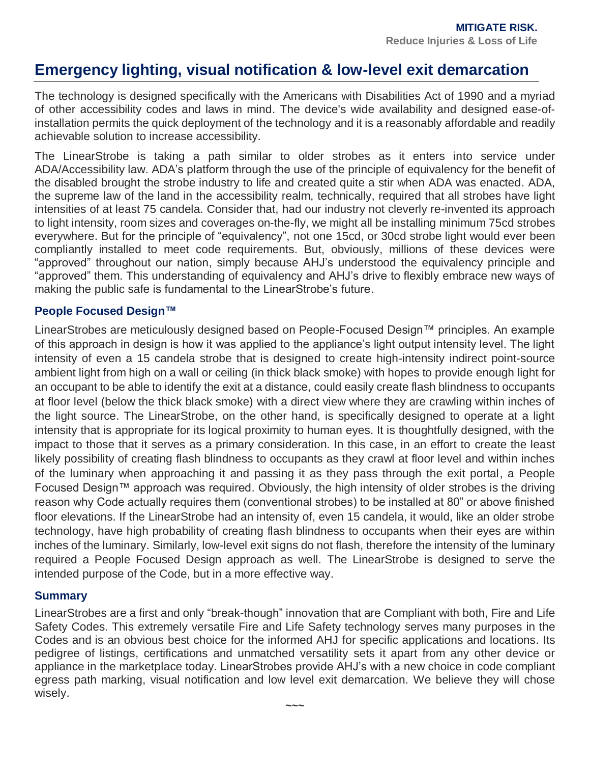**MITIGATE RISK.**
**Reduce Injuries & Loss of Life**

## Emergency lighting, visual notification & low-level exit demarcation

The technology is designed specifically with the Americans with Disabilities Act of 1990 and a myriad of other accessibility codes and laws in mind. The device's wide availability and designed ease-of-installation permits the quick deployment of the technology and it is a reasonably affordable and readily achievable solution to increase accessibility.

The LinearStrobe is taking a path similar to older strobes as it enters into service under ADA/Accessibility law. ADA's platform through the use of the principle of equivalency for the benefit of the disabled brought the strobe industry to life and created quite a stir when ADA was enacted. ADA, the supreme law of the land in the accessibility realm, technically, required that all strobes have light intensities of at least 75 candela. Consider that, had our industry not cleverly re-invented its approach to light intensity, room sizes and coverages on-the-fly, we might all be installing minimum 75cd strobes everywhere. But for the principle of "equivalency", not one 15cd, or 30cd strobe light would ever been compliantly installed to meet code requirements. But, obviously, millions of these devices were "approved" throughout our nation, simply because AHJ's understood the equivalency principle and "approved" them. This understanding of equivalency and AHJ's drive to flexibly embrace new ways of making the public safe is fundamental to the LinearStrobe's future.

### People Focused Design™

LinearStrobes are meticulously designed based on People-Focused Design™ principles. An example of this approach in design is how it was applied to the appliance's light output intensity level. The light intensity of even a 15 candela strobe that is designed to create high-intensity indirect point-source ambient light from high on a wall or ceiling (in thick black smoke) with hopes to provide enough light for an occupant to be able to identify the exit at a distance, could easily create flash blindness to occupants at floor level (below the thick black smoke) with a direct view where they are crawling within inches of the light source. The LinearStrobe, on the other hand, is specifically designed to operate at a light intensity that is appropriate for its logical proximity to human eyes. It is thoughtfully designed, with the impact to those that it serves as a primary consideration. In this case, in an effort to create the least likely possibility of creating flash blindness to occupants as they crawl at floor level and within inches of the luminary when approaching it and passing it as they pass through the exit portal, a People Focused Design™ approach was required. Obviously, the high intensity of older strobes is the driving reason why Code actually requires them (conventional strobes) to be installed at 80" or above finished floor elevations. If the LinearStrobe had an intensity of, even 15 candela, it would, like an older strobe technology, have high probability of creating flash blindness to occupants when their eyes are within inches of the luminary. Similarly, low-level exit signs do not flash, therefore the intensity of the luminary required a People Focused Design approach as well. The LinearStrobe is designed to serve the intended purpose of the Code, but in a more effective way.

### Summary

LinearStrobes are a first and only "break-though" innovation that are Compliant with both, Fire and Life Safety Codes. This extremely versatile Fire and Life Safety technology serves many purposes in the Codes and is an obvious best choice for the informed AHJ for specific applications and locations. Its pedigree of listings, certifications and unmatched versatility sets it apart from any other device or appliance in the marketplace today. LinearStrobes provide AHJ's with a new choice in code compliant egress path marking, visual notification and low level exit demarcation. We believe they will chose wisely.

~~~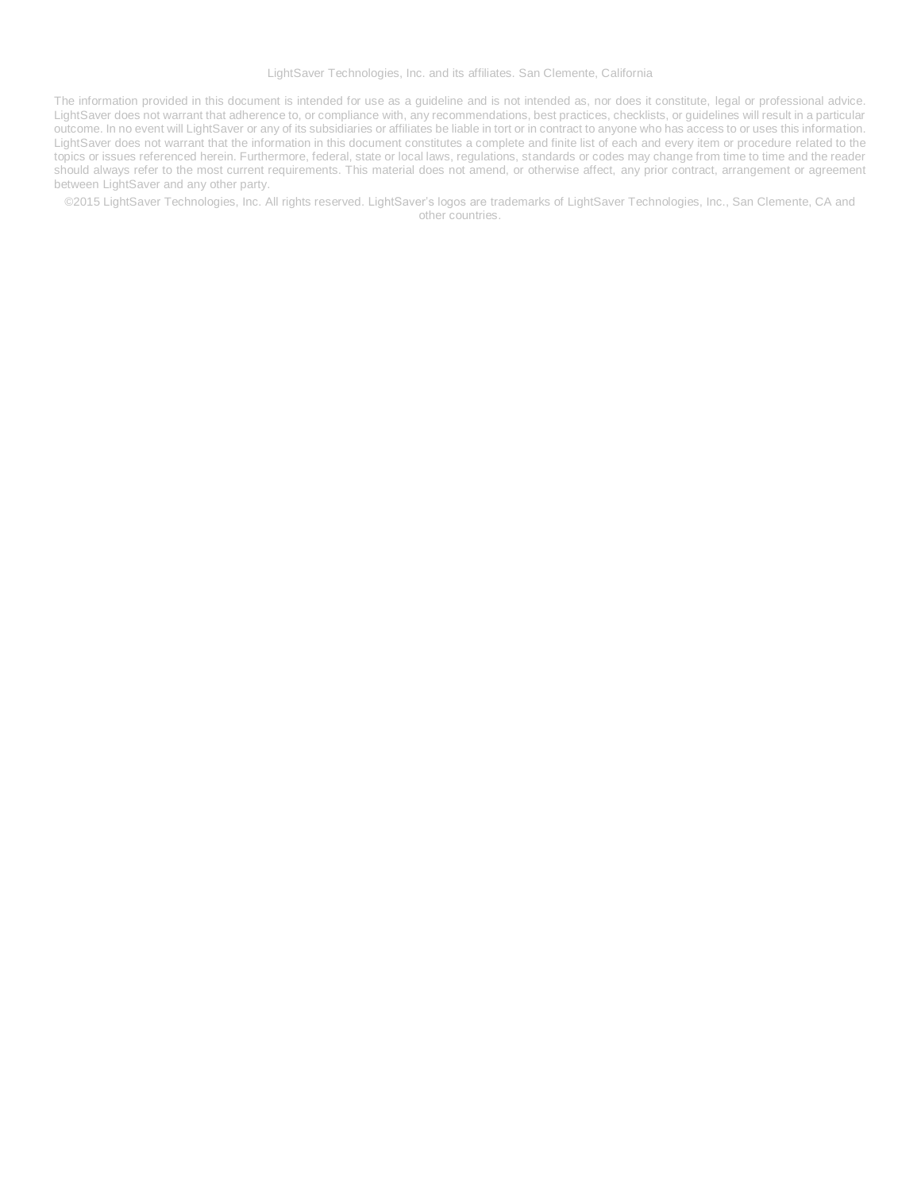LightSaver Technologies, Inc. and its affiliates. San Clemente, California

The information provided in this document is intended for use as a guideline and is not intended as, nor does it constitute, legal or professional advice. LightSaver does not warrant that adherence to, or compliance with, any recommendations, best practices, checklists, or guidelines will result in a particular outcome. In no event will LightSaver or any of its subsidiaries or affiliates be liable in tort or in contract to anyone who has access to or uses this information. LightSaver does not warrant that the information in this document constitutes a complete and finite list of each and every item or procedure related to the topics or issues referenced herein. Furthermore, federal, state or local laws, regulations, standards or codes may change from time to time and the reader should always refer to the most current requirements. This material does not amend, or otherwise affect, any prior contract, arrangement or agreement between LightSaver and any other party.

©2015 LightSaver Technologies, Inc. All rights reserved. LightSaver's logos are trademarks of LightSaver Technologies, Inc., San Clemente, CA and other countries.